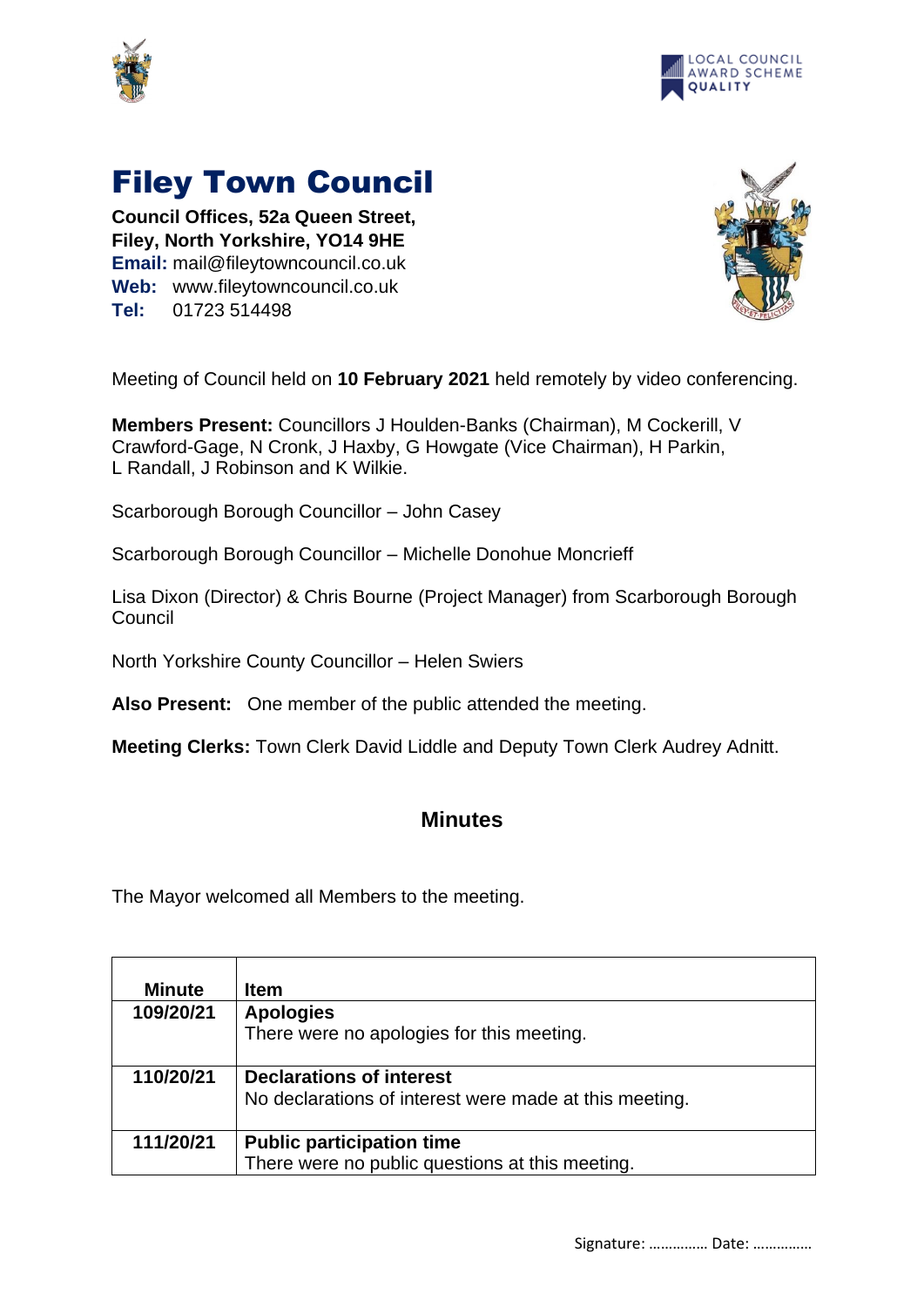# Filey Town Council

**Council Offices, 52a Queen Street,**
**Filey, North Yorkshire, YO14 9HE**
**Email:** mail@fileytowncouncil.co.uk
**Web:** www.fileytowncouncil.co.uk
**Tel:** 01723 514498

Meeting of Council held on **10 February 2021** held remotely by video conferencing.

**Members Present:** Councillors J Houlden-Banks (Chairman), M Cockerill, V Crawford-Gage, N Cronk, J Haxby, G Howgate (Vice Chairman), H Parkin, L Randall, J Robinson and K Wilkie.

Scarborough Borough Councillor – John Casey

Scarborough Borough Councillor – Michelle Donohue Moncrieff

Lisa Dixon (Director) & Chris Bourne (Project Manager) from Scarborough Borough Council

North Yorkshire County Councillor – Helen Swiers

**Also Present:** One member of the public attended the meeting.

**Meeting Clerks:** Town Clerk David Liddle and Deputy Town Clerk Audrey Adnitt.

## Minutes

The Mayor welcomed all Members to the meeting.

| Minute | Item |
|---|---|
| 109/20/21 | **Apologies**<br>There were no apologies for this meeting. |
| 110/20/21 | **Declarations of interest**<br>No declarations of interest were made at this meeting. |
| 111/20/21 | **Public participation time**<br>There were no public questions at this meeting. |

Signature: …………… Date: ……………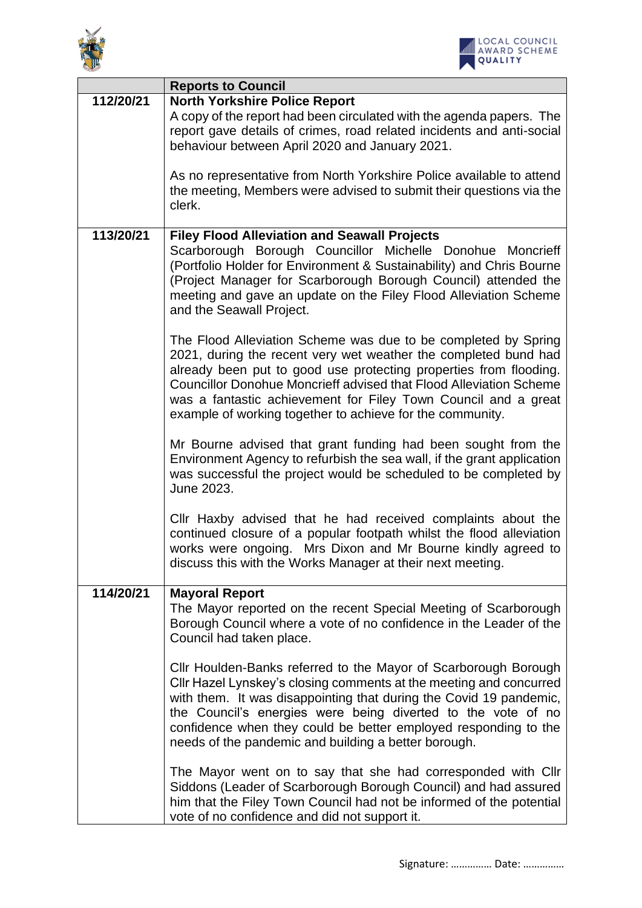| | Reports to Council |
|---|---|
| 112/20/21 | **North Yorkshire Police Report**<br>A copy of the report had been circulated with the agenda papers. The report gave details of crimes, road related incidents and anti-social behaviour between April 2020 and January 2021.<br><br>As no representative from North Yorkshire Police available to attend the meeting, Members were advised to submit their questions via the clerk. |
| 113/20/21 | **Filey Flood Alleviation and Seawall Projects**<br>Scarborough Borough Councillor Michelle Donohue Moncrieff (Portfolio Holder for Environment & Sustainability) and Chris Bourne (Project Manager for Scarborough Borough Council) attended the meeting and gave an update on the Filey Flood Alleviation Scheme and the Seawall Project.<br><br>The Flood Alleviation Scheme was due to be completed by Spring 2021, during the recent very wet weather the completed bund had already been put to good use protecting properties from flooding. Councillor Donohue Moncrieff advised that Flood Alleviation Scheme was a fantastic achievement for Filey Town Council and a great example of working together to achieve for the community.<br><br>Mr Bourne advised that grant funding had been sought from the Environment Agency to refurbish the sea wall, if the grant application was successful the project would be scheduled to be completed by June 2023.<br><br>Cllr Haxby advised that he had received complaints about the continued closure of a popular footpath whilst the flood alleviation works were ongoing. Mrs Dixon and Mr Bourne kindly agreed to discuss this with the Works Manager at their next meeting. |
| 114/20/21 | **Mayoral Report**<br>The Mayor reported on the recent Special Meeting of Scarborough Borough Council where a vote of no confidence in the Leader of the Council had taken place.<br><br>Cllr Houlden-Banks referred to the Mayor of Scarborough Borough Cllr Hazel Lynskey's closing comments at the meeting and concurred with them. It was disappointing that during the Covid 19 pandemic, the Council's energies were being diverted to the vote of no confidence when they could be better employed responding to the needs of the pandemic and building a better borough.<br><br>The Mayor went on to say that she had corresponded with Cllr Siddons (Leader of Scarborough Borough Council) and had assured him that the Filey Town Council had not be informed of the potential vote of no confidence and did not support it. |

Signature: …………… Date: ……………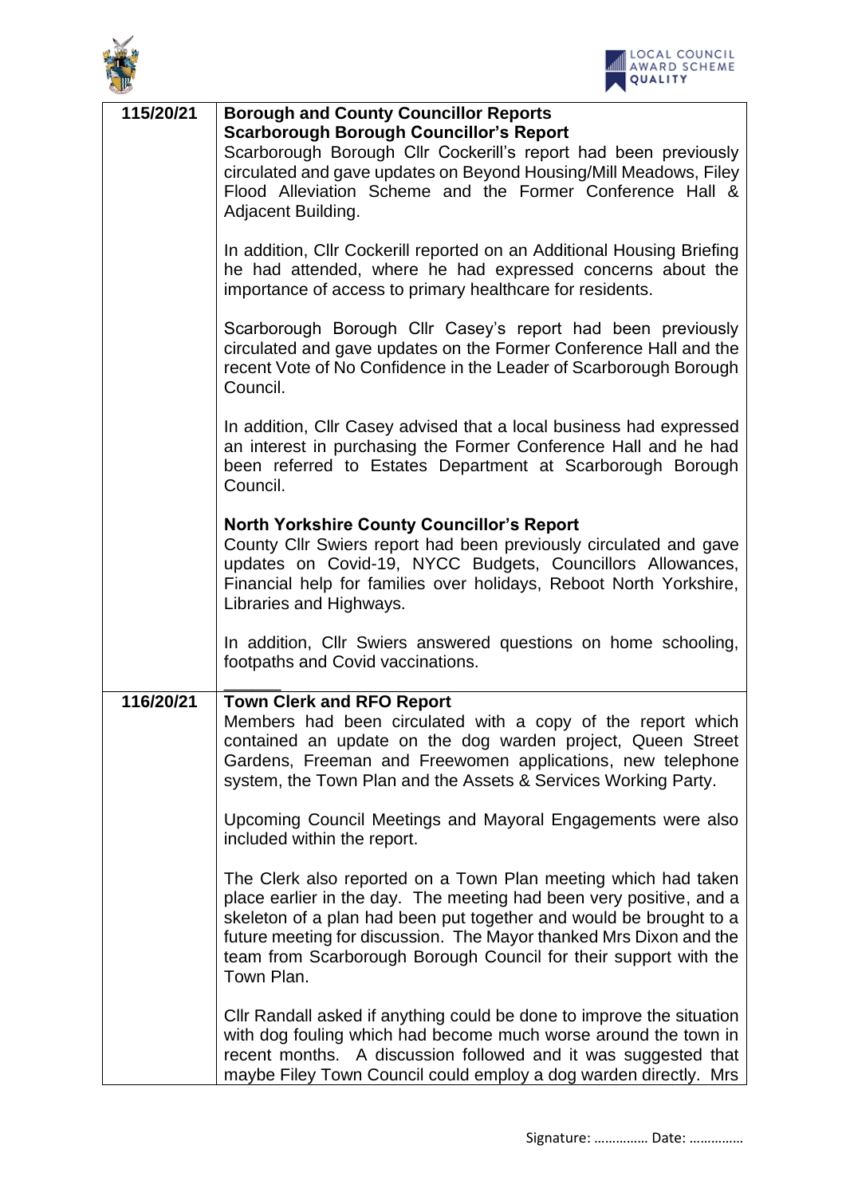| | |
|---|---|
| 115/20/21 | **Borough and County Councillor Reports**<br>**Scarborough Borough Councillor's Report**<br>Scarborough Borough Cllr Cockerill's report had been previously circulated and gave updates on Beyond Housing/Mill Meadows, Filey Flood Alleviation Scheme and the Former Conference Hall & Adjacent Building.<br><br>In addition, Cllr Cockerill reported on an Additional Housing Briefing he had attended, where he had expressed concerns about the importance of access to primary healthcare for residents.<br><br>Scarborough Borough Cllr Casey's report had been previously circulated and gave updates on the Former Conference Hall and the recent Vote of No Confidence in the Leader of Scarborough Borough Council.<br><br>In addition, Cllr Casey advised that a local business had expressed an interest in purchasing the Former Conference Hall and he had been referred to Estates Department at Scarborough Borough Council.<br><br>**North Yorkshire County Councillor's Report**<br>County Cllr Swiers report had been previously circulated and gave updates on Covid-19, NYCC Budgets, Councillors Allowances, Financial help for families over holidays, Reboot North Yorkshire, Libraries and Highways.<br><br>In addition, Cllr Swiers answered questions on home schooling, footpaths and Covid vaccinations. |
| 116/20/21 | **Town Clerk and RFO Report**<br>Members had been circulated with a copy of the report which contained an update on the dog warden project, Queen Street Gardens, Freeman and Freewomen applications, new telephone system, the Town Plan and the Assets & Services Working Party.<br><br>Upcoming Council Meetings and Mayoral Engagements were also included within the report.<br><br>The Clerk also reported on a Town Plan meeting which had taken place earlier in the day. The meeting had been very positive, and a skeleton of a plan had been put together and would be brought to a future meeting for discussion. The Mayor thanked Mrs Dixon and the team from Scarborough Borough Council for their support with the Town Plan.<br><br>Cllr Randall asked if anything could be done to improve the situation with dog fouling which had become much worse around the town in recent months. A discussion followed and it was suggested that maybe Filey Town Council could employ a dog warden directly. Mrs |

Signature: …………… Date: ……………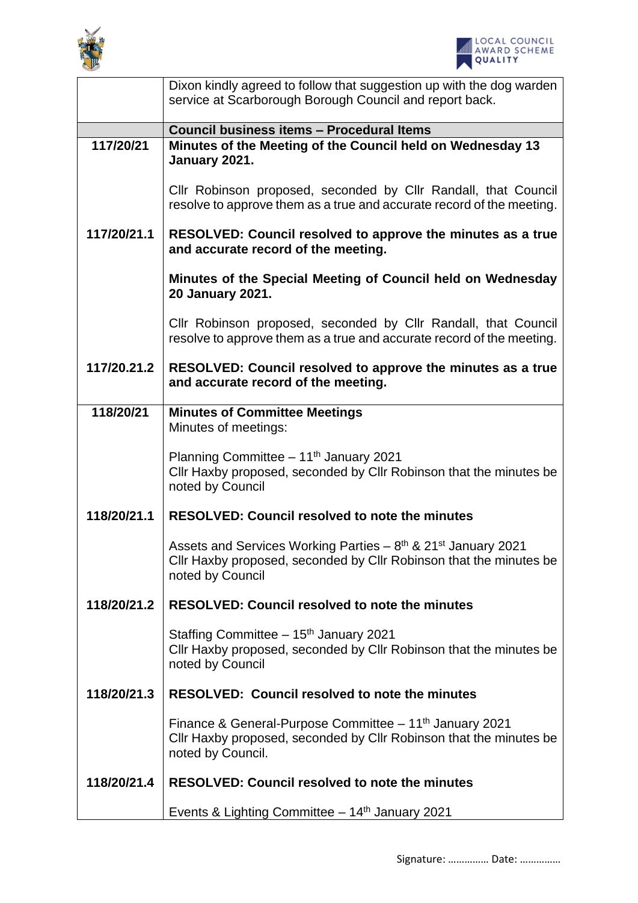| | |
|---|---|
| | Dixon kindly agreed to follow that suggestion up with the dog warden service at Scarborough Borough Council and report back. |
| | **Council business items – Procedural Items** |
| **117/20/21** | **Minutes of the Meeting of the Council held on Wednesday 13 January 2021.**<br><br>Cllr Robinson proposed, seconded by Cllr Randall, that Council resolve to approve them as a true and accurate record of the meeting. |
| **117/20/21.1** | **RESOLVED: Council resolved to approve the minutes as a true and accurate record of the meeting.**<br><br>**Minutes of the Special Meeting of Council held on Wednesday 20 January 2021.**<br><br>Cllr Robinson proposed, seconded by Cllr Randall, that Council resolve to approve them as a true and accurate record of the meeting. |
| **117/20.21.2** | **RESOLVED: Council resolved to approve the minutes as a true and accurate record of the meeting.** |
| **118/20/21** | **Minutes of Committee Meetings**<br>Minutes of meetings:<br><br>Planning Committee – 11th January 2021<br>Cllr Haxby proposed, seconded by Cllr Robinson that the minutes be noted by Council |
| **118/20/21.1** | **RESOLVED: Council resolved to note the minutes**<br><br>Assets and Services Working Parties – 8th & 21st January 2021<br>Cllr Haxby proposed, seconded by Cllr Robinson that the minutes be noted by Council |
| **118/20/21.2** | **RESOLVED: Council resolved to note the minutes**<br><br>Staffing Committee – 15th January 2021<br>Cllr Haxby proposed, seconded by Cllr Robinson that the minutes be noted by Council |
| **118/20/21.3** | **RESOLVED: Council resolved to note the minutes**<br><br>Finance & General-Purpose Committee – 11th January 2021<br>Cllr Haxby proposed, seconded by Cllr Robinson that the minutes be noted by Council. |
| **118/20/21.4** | **RESOLVED: Council resolved to note the minutes**<br><br>Events & Lighting Committee – 14th January 2021 |

Signature: …………… Date: ……………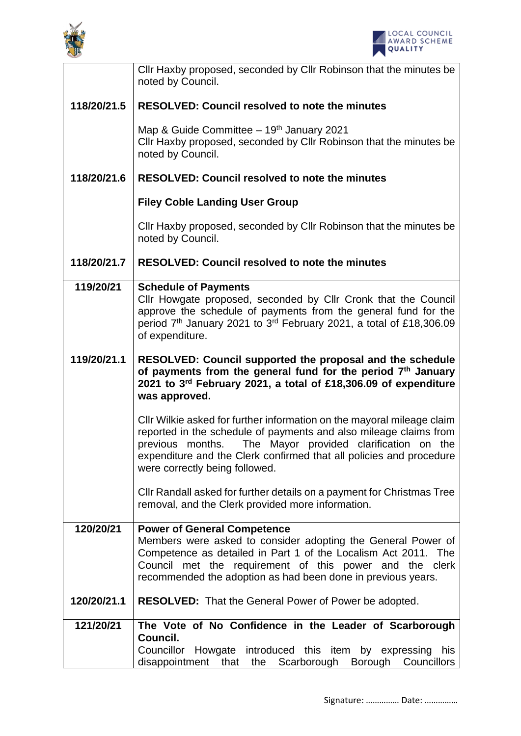| | |
|---|---|
| | Cllr Haxby proposed, seconded by Cllr Robinson that the minutes be noted by Council. |
| **118/20/21.5** | **RESOLVED: Council resolved to note the minutes** |
| | Map & Guide Committee – 19th January 2021<br>Cllr Haxby proposed, seconded by Cllr Robinson that the minutes be noted by Council. |
| **118/20/21.6** | **RESOLVED: Council resolved to note the minutes** |
| | **Filey Coble Landing User Group** |
| | Cllr Haxby proposed, seconded by Cllr Robinson that the minutes be noted by Council. |
| **118/20/21.7** | **RESOLVED: Council resolved to note the minutes** |
| **119/20/21** | **Schedule of Payments**<br>Cllr Howgate proposed, seconded by Cllr Cronk that the Council approve the schedule of payments from the general fund for the period 7th January 2021 to 3rd February 2021, a total of £18,306.09 of expenditure. |
| **119/20/21.1** | **RESOLVED: Council supported the proposal and the schedule of payments from the general fund for the period 7th January 2021 to 3rd February 2021, a total of £18,306.09 of expenditure was approved.** |
| | Cllr Wilkie asked for further information on the mayoral mileage claim reported in the schedule of payments and also mileage claims from previous months. The Mayor provided clarification on the expenditure and the Clerk confirmed that all policies and procedure were correctly being followed. |
| | Cllr Randall asked for further details on a payment for Christmas Tree removal, and the Clerk provided more information. |
| **120/20/21** | **Power of General Competence**<br>Members were asked to consider adopting the General Power of Competence as detailed in Part 1 of the Localism Act 2011. The Council met the requirement of this power and the clerk recommended the adoption as had been done in previous years. |
| **120/20/21.1** | **RESOLVED:** That the General Power of Power be adopted. |
| **121/20/21** | **The Vote of No Confidence in the Leader of Scarborough Council.**<br>Councillor Howgate introduced this item by expressing his disappointment that the Scarborough Borough Councillors |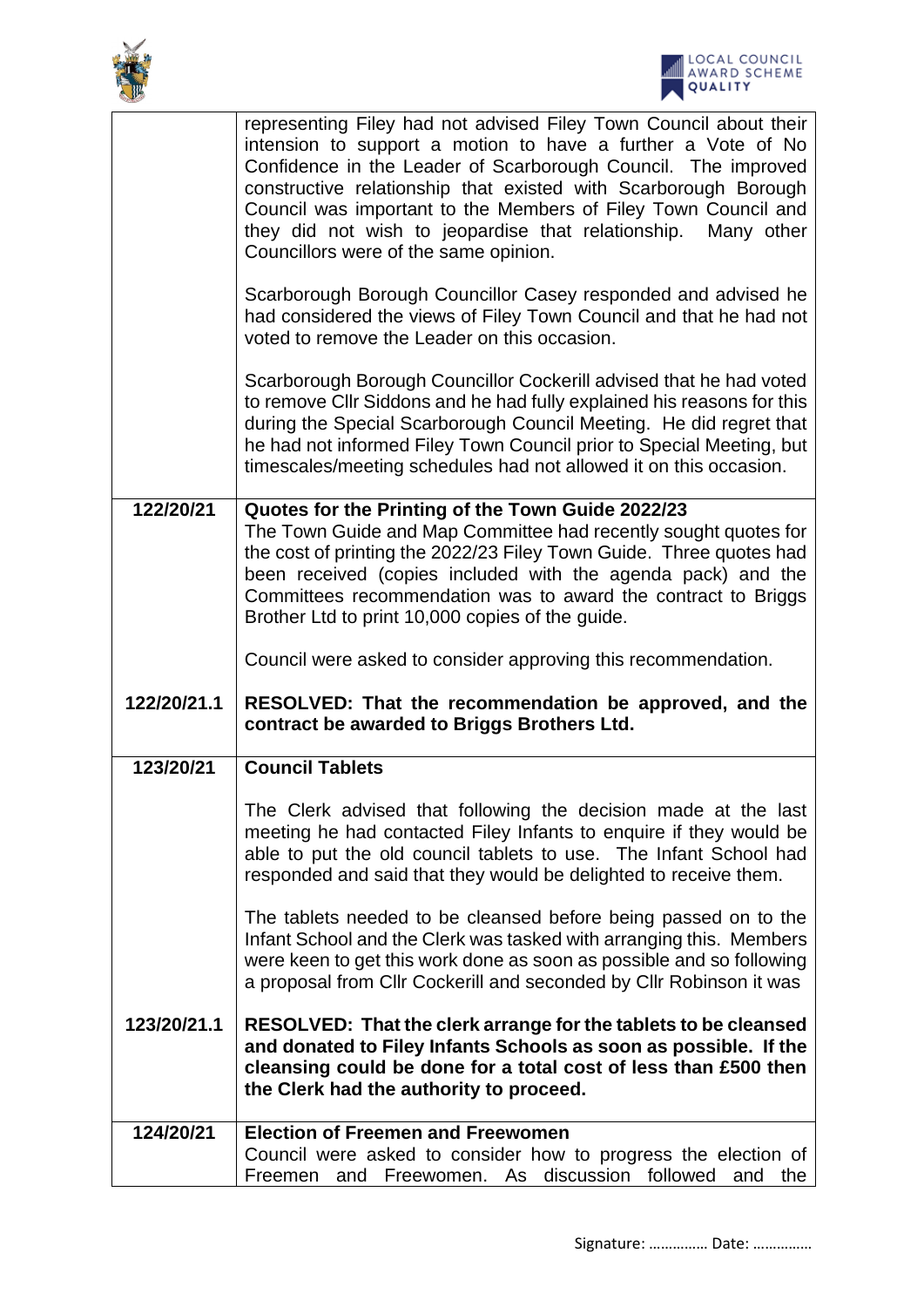| | |
|---|---|
| | representing Filey had not advised Filey Town Council about their intension to support a motion to have a further a Vote of No Confidence in the Leader of Scarborough Council. The improved constructive relationship that existed with Scarborough Borough Council was important to the Members of Filey Town Council and they did not wish to jeopardise that relationship. Many other Councillors were of the same opinion.<br><br>Scarborough Borough Councillor Casey responded and advised he had considered the views of Filey Town Council and that he had not voted to remove the Leader on this occasion.<br><br>Scarborough Borough Councillor Cockerill advised that he had voted to remove Cllr Siddons and he had fully explained his reasons for this during the Special Scarborough Council Meeting. He did regret that he had not informed Filey Town Council prior to Special Meeting, but timescales/meeting schedules had not allowed it on this occasion. |
| **122/20/21** | **Quotes for the Printing of the Town Guide 2022/23**<br>The Town Guide and Map Committee had recently sought quotes for the cost of printing the 2022/23 Filey Town Guide. Three quotes had been received (copies included with the agenda pack) and the Committees recommendation was to award the contract to Briggs Brother Ltd to print 10,000 copies of the guide.<br><br>Council were asked to consider approving this recommendation. |
| **122/20/21.1** | **RESOLVED: That the recommendation be approved, and the contract be awarded to Briggs Brothers Ltd.** |
| **123/20/21** | **Council Tablets**<br><br>The Clerk advised that following the decision made at the last meeting he had contacted Filey Infants to enquire if they would be able to put the old council tablets to use. The Infant School had responded and said that they would be delighted to receive them.<br><br>The tablets needed to be cleansed before being passed on to the Infant School and the Clerk was tasked with arranging this. Members were keen to get this work done as soon as possible and so following a proposal from Cllr Cockerill and seconded by Cllr Robinson it was |
| **123/20/21.1** | **RESOLVED: That the clerk arrange for the tablets to be cleansed and donated to Filey Infants Schools as soon as possible. If the cleansing could be done for a total cost of less than £500 then the Clerk had the authority to proceed.** |
| **124/20/21** | **Election of Freemen and Freewomen**<br>Council were asked to consider how to progress the election of Freemen and Freewomen. As discussion followed and the |

Signature: …………… Date: ……………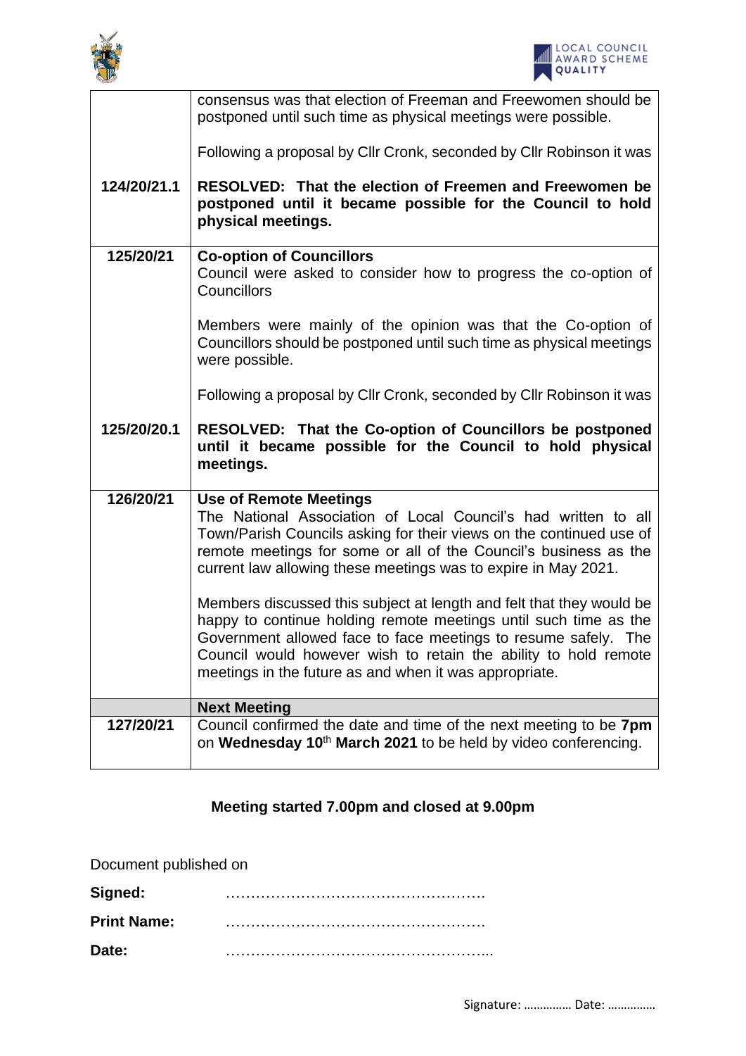| | |
|---|---|
| | consensus was that election of Freeman and Freewomen should be postponed until such time as physical meetings were possible.<br><br>Following a proposal by Cllr Cronk, seconded by Cllr Robinson it was |
| 124/20/21.1 | **RESOLVED: That the election of Freemen and Freewomen be postponed until it became possible for the Council to hold physical meetings.** |
| 125/20/21 | **Co-option of Councillors**<br>Council were asked to consider how to progress the co-option of Councillors<br><br>Members were mainly of the opinion was that the Co-option of Councillors should be postponed until such time as physical meetings were possible.<br><br>Following a proposal by Cllr Cronk, seconded by Cllr Robinson it was |
| 125/20/20.1 | **RESOLVED: That the Co-option of Councillors be postponed until it became possible for the Council to hold physical meetings.** |
| 126/20/21 | **Use of Remote Meetings**<br>The National Association of Local Council's had written to all Town/Parish Councils asking for their views on the continued use of remote meetings for some or all of the Council's business as the current law allowing these meetings was to expire in May 2021.<br><br>Members discussed this subject at length and felt that they would be happy to continue holding remote meetings until such time as the Government allowed face to face meetings to resume safely. The Council would however wish to retain the ability to hold remote meetings in the future as and when it was appropriate. |
| | **Next Meeting** |
| 127/20/21 | Council confirmed the date and time of the next meeting to be **7pm** on **Wednesday 10th March 2021** to be held by video conferencing. |

**Meeting started 7.00pm and closed at 9.00pm**

Document published on

**Signed:** ……………………………………………

**Print Name:** ……………………………………………

**Date:** ……………………………………………..

Signature: …………… Date: ……………